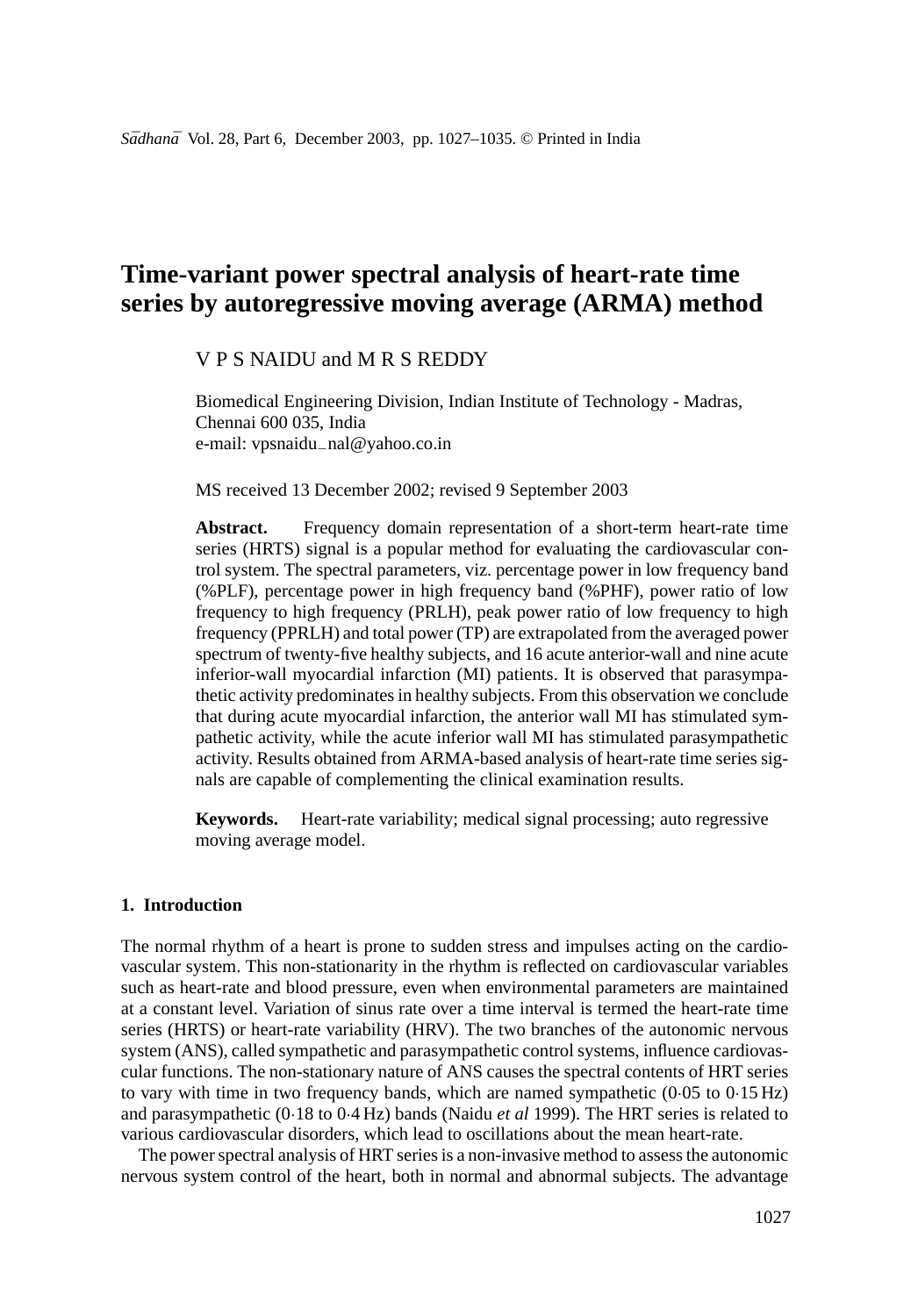# Time-variant power spectral analysis of heart-rate time series by autoregressive moving average (ARMA) method

V P S NAIDU and M R S REDDY

Biomedical Engineering Division, Indian Institute of Technology - Madras, Chennai 600 035, India
e-mail: vpsnaidu_nal@yahoo.co.in

MS received 13 December 2002; revised 9 September 2003

**Abstract.** Frequency domain representation of a short-term heart-rate time series (HRTS) signal is a popular method for evaluating the cardiovascular control system. The spectral parameters, viz. percentage power in low frequency band (%PLF), percentage power in high frequency band (%PHF), power ratio of low frequency to high frequency (PRLH), peak power ratio of low frequency to high frequency (PPRLH) and total power (TP) are extrapolated from the averaged power spectrum of twenty-five healthy subjects, and 16 acute anterior-wall and nine acute inferior-wall myocardial infarction (MI) patients. It is observed that parasympathetic activity predominates in healthy subjects. From this observation we conclude that during acute myocardial infarction, the anterior wall MI has stimulated sympathetic activity, while the acute inferior wall MI has stimulated parasympathetic activity. Results obtained from ARMA-based analysis of heart-rate time series signals are capable of complementing the clinical examination results.

**Keywords.** Heart-rate variability; medical signal processing; auto regressive moving average model.

## 1. Introduction

The normal rhythm of a heart is prone to sudden stress and impulses acting on the cardiovascular system. This non-stationarity in the rhythm is reflected on cardiovascular variables such as heart-rate and blood pressure, even when environmental parameters are maintained at a constant level. Variation of sinus rate over a time interval is termed the heart-rate time series (HRTS) or heart-rate variability (HRV). The two branches of the autonomic nervous system (ANS), called sympathetic and parasympathetic control systems, influence cardiovascular functions. The non-stationary nature of ANS causes the spectral contents of HRT series to vary with time in two frequency bands, which are named sympathetic (0·05 to 0·15 Hz) and parasympathetic (0·18 to 0·4 Hz) bands (Naidu *et al* 1999). The HRT series is related to various cardiovascular disorders, which lead to oscillations about the mean heart-rate.

The power spectral analysis of HRT series is a non-invasive method to assess the autonomic nervous system control of the heart, both in normal and abnormal subjects. The advantage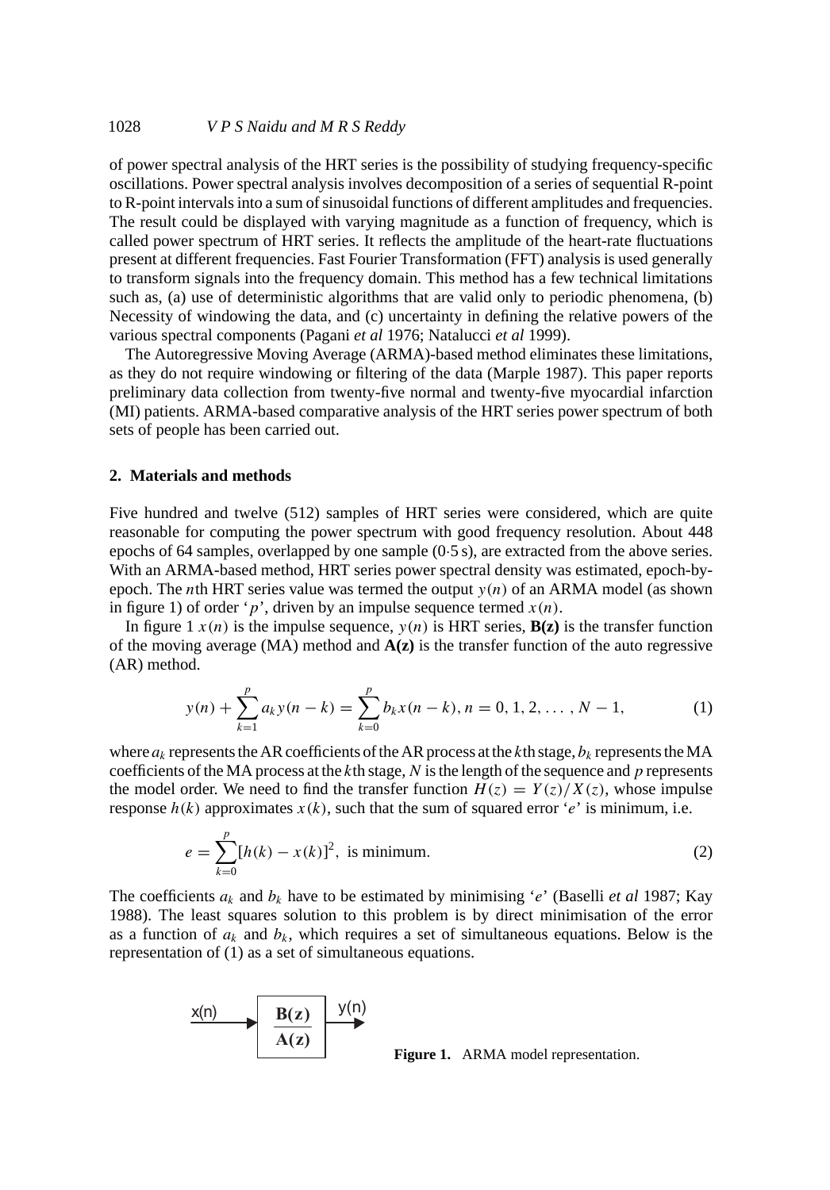of power spectral analysis of the HRT series is the possibility of studying frequency-specific oscillations. Power spectral analysis involves decomposition of a series of sequential R-point to R-point intervals into a sum of sinusoidal functions of different amplitudes and frequencies. The result could be displayed with varying magnitude as a function of frequency, which is called power spectrum of HRT series. It reflects the amplitude of the heart-rate fluctuations present at different frequencies. Fast Fourier Transformation (FFT) analysis is used generally to transform signals into the frequency domain. This method has a few technical limitations such as, (a) use of deterministic algorithms that are valid only to periodic phenomena, (b) Necessity of windowing the data, and (c) uncertainty in defining the relative powers of the various spectral components (Pagani *et al* 1976; Natalucci *et al* 1999).

The Autoregressive Moving Average (ARMA)-based method eliminates these limitations, as they do not require windowing or filtering of the data (Marple 1987). This paper reports preliminary data collection from twenty-five normal and twenty-five myocardial infarction (MI) patients. ARMA-based comparative analysis of the HRT series power spectrum of both sets of people has been carried out.

## 2. Materials and methods

Five hundred and twelve (512) samples of HRT series were considered, which are quite reasonable for computing the power spectrum with good frequency resolution. About 448 epochs of 64 samples, overlapped by one sample (0·5 s), are extracted from the above series. With an ARMA-based method, HRT series power spectral density was estimated, epoch-by-epoch. The $n$th HRT series value was termed the output $y(n)$ of an ARMA model (as shown in figure 1) of order '$p$', driven by an impulse sequence termed $x(n)$.

In figure 1 $x(n)$ is the impulse sequence, $y(n)$ is HRT series, **B(z)** is the transfer function of the moving average (MA) method and **A(z)** is the transfer function of the auto regressive (AR) method.

$$y(n) + \sum_{k=1}^{p} a_k y(n-k) = \sum_{k=0}^{p} b_k x(n-k), n = 0, 1, 2, \ldots, N-1, \tag{1}$$

where $a_k$ represents the AR coefficients of the AR process at the $k$th stage, $b_k$ represents the MA coefficients of the MA process at the $k$th stage, $N$ is the length of the sequence and $p$ represents the model order. We need to find the transfer function $H(z) = Y(z)/X(z)$, whose impulse response $h(k)$ approximates $x(k)$, such that the sum of squared error '$e$' is minimum, i.e.

$$e = \sum_{k=0}^{p} [h(k) - x(k)]^2, \text{ is minimum.} \tag{2}$$

The coefficients $a_k$ and $b_k$ have to be estimated by minimising '$e$' (Baselli *et al* 1987; Kay 1988). The least squares solution to this problem is by direct minimisation of the error as a function of $a_k$ and $b_k$, which requires a set of simultaneous equations. Below is the representation of (1) as a set of simultaneous equations.

$$x(n) \longrightarrow \boxed{\frac{\mathbf{B(z)}}{\mathbf{A(z)}}} \longrightarrow y(n)$$

**Figure 1.** ARMA model representation.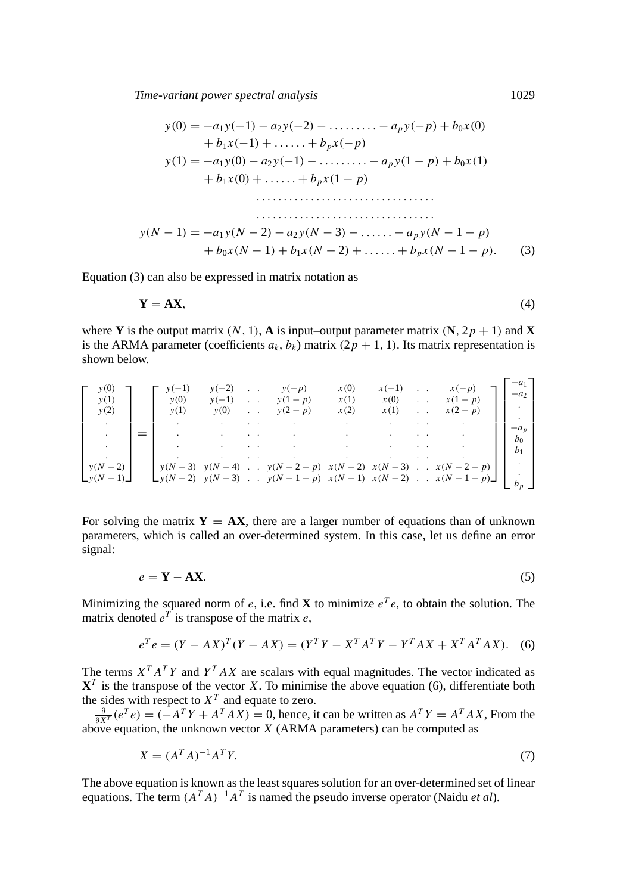$$
\begin{aligned}
y(0) &= -a_1 y(-1) - a_2 y(-2) - \ldots\ldots\ldots - a_p y(-p) + b_0 x(0) \\
&\quad + b_1 x(-1) + \ldots\ldots + b_p x(-p) \\
y(1) &= -a_1 y(0) - a_2 y(-1) - \ldots\ldots\ldots - a_p y(1-p) + b_0 x(1) \\
&\quad + b_1 x(0) + \ldots\ldots + b_p x(1-p) \\
&\ldots\ldots\ldots\ldots\ldots\ldots\ldots\ldots\ldots\ldots\ldots \\
&\ldots\ldots\ldots\ldots\ldots\ldots\ldots\ldots\ldots\ldots\ldots \\
y(N-1) &= -a_1 y(N-2) - a_2 y(N-3) - \ldots\ldots - a_p y(N-1-p) \\
&\quad + b_0 x(N-1) + b_1 x(N-2) + \ldots\ldots + b_p x(N-1-p).
\end{aligned}
\tag{3}
$$

Equation (3) can also be expressed in matrix notation as

$$
\mathbf{Y} = \mathbf{AX}, \tag{4}
$$

where $\mathbf{Y}$ is the output matrix $(N, 1)$, $\mathbf{A}$ is input–output parameter matrix $(\mathbf{N}, 2p+1)$ and $\mathbf{X}$ is the ARMA parameter (coefficients $a_k$, $b_k$) matrix $(2p+1, 1)$. Its matrix representation is shown below.

$$
\begin{bmatrix} y(0) \\ y(1) \\ y(2) \\ \cdot \\ \cdot \\ \cdot \\ \cdot \\ y(N-2) \\ y(N-1) \end{bmatrix}
=
\begin{bmatrix}
y(-1) & y(-2) & \cdot\ \cdot & y(-p) & x(0) & x(-1) & \cdot\ \cdot & x(-p) \\
y(0) & y(-1) & \cdot\ \cdot & y(1-p) & x(1) & x(0) & \cdot\ \cdot & x(1-p) \\
y(1) & y(0) & \cdot\ \cdot & y(2-p) & x(2) & x(1) & \cdot\ \cdot & x(2-p) \\
\cdot & \cdot & \cdot\ \cdot & \cdot & \cdot & \cdot & \cdot\ \cdot & \cdot \\
\cdot & \cdot & \cdot\ \cdot & \cdot & \cdot & \cdot & \cdot\ \cdot & \cdot \\
\cdot & \cdot & \cdot\ \cdot & \cdot & \cdot & \cdot & \cdot\ \cdot & \cdot \\
\cdot & \cdot & \cdot\ \cdot & \cdot & \cdot & \cdot & \cdot\ \cdot & \cdot \\
y(N-3) & y(N-4) & \cdot\ \cdot & y(N-2-p) & x(N-2) & x(N-3) & \cdot\ \cdot & x(N-2-p) \\
y(N-2) & y(N-3) & \cdot\ \cdot & y(N-1-p) & x(N-1) & x(N-2) & \cdot\ \cdot & x(N-1-p)
\end{bmatrix}
\begin{bmatrix} -a_1 \\ -a_2 \\ \cdot \\ \cdot \\ -a_p \\ b_0 \\ b_1 \\ \cdot \\ b_p \end{bmatrix}
$$

For solving the matrix $\mathbf{Y} = \mathbf{AX}$, there are a larger number of equations than of unknown parameters, which is called an over-determined system. In this case, let us define an error signal:

$$
e = \mathbf{Y} - \mathbf{AX}. \tag{5}
$$

Minimizing the squared norm of $e$, i.e. find $\mathbf{X}$ to minimize $e^T e$, to obtain the solution. The matrix denoted $e^T$ is transpose of the matrix $e$,

$$
e^T e = (Y - AX)^T (Y - AX) = (Y^T Y - X^T A^T Y - Y^T AX + X^T A^T AX). \tag{6}
$$

The terms $X^T A^T Y$ and $Y^T AX$ are scalars with equal magnitudes. The vector indicated as $\mathbf{X}^T$ is the transpose of the vector $X$. To minimise the above equation (6), differentiate both the sides with respect to $X^T$ and equate to zero.

$\frac{\partial}{\partial X^T}(e^T e) = (-A^T Y + A^T AX) = 0$, hence, it can be written as $A^T Y = A^T AX$, From the above equation, the unknown vector $X$ (ARMA parameters) can be computed as

$$
X = (A^T A)^{-1} A^T Y. \tag{7}
$$

The above equation is known as the least squares solution for an over-determined set of linear equations. The term $(A^T A)^{-1} A^T$ is named the pseudo inverse operator (Naidu *et al*).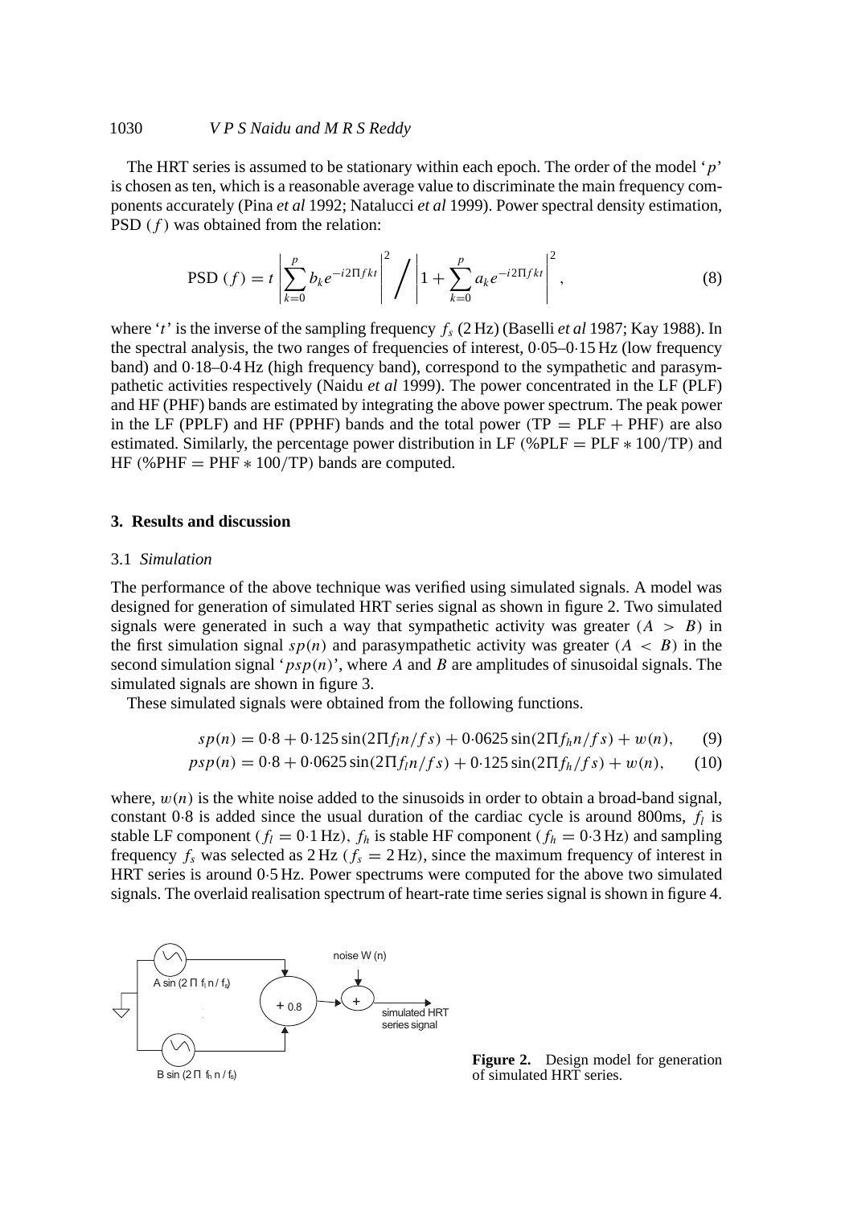The HRT series is assumed to be stationary within each epoch. The order of the model '$p$' is chosen as ten, which is a reasonable average value to discriminate the main frequency components accurately (Pina *et al* 1992; Natalucci *et al* 1999). Power spectral density estimation, PSD $(f)$ was obtained from the relation:

$$\text{PSD}\ (f) = t\left|\sum_{k=0}^{p} b_k e^{-i2\Pi fkt}\right|^2 \Bigg/ \left|1+\sum_{k=0}^{p} a_k e^{-i2\Pi fkt}\right|^2, \tag{8}$$

where '$t$' is the inverse of the sampling frequency $f_s$ (2 Hz) (Baselli *et al* 1987; Kay 1988). In the spectral analysis, the two ranges of frequencies of interest, 0·05–0·15 Hz (low frequency band) and 0·18–0·4 Hz (high frequency band), correspond to the sympathetic and parasympathetic activities respectively (Naidu *et al* 1999). The power concentrated in the LF (PLF) and HF (PHF) bands are estimated by integrating the above power spectrum. The peak power in the LF (PPLF) and HF (PPHF) bands and the total power (TP = PLF + PHF) are also estimated. Similarly, the percentage power distribution in LF (%PLF = PLF $*$ 100/TP) and HF (%PHF = PHF $*$ 100/TP) bands are computed.

## 3. Results and discussion

### 3.1 *Simulation*

The performance of the above technique was verified using simulated signals. A model was designed for generation of simulated HRT series signal as shown in figure 2. Two simulated signals were generated in such a way that sympathetic activity was greater $(A > B)$ in the first simulation signal $sp(n)$ and parasympathetic activity was greater $(A < B)$ in the second simulation signal '$psp(n)$', where $A$ and $B$ are amplitudes of sinusoidal signals. The simulated signals are shown in figure 3.

These simulated signals were obtained from the following functions.

$$sp(n) = 0{\cdot}8 + 0{\cdot}125\sin(2\Pi f_l n/fs) + 0{\cdot}0625\sin(2\Pi f_h n/fs) + w(n), \tag{9}$$

$$psp(n) = 0{\cdot}8 + 0{\cdot}0625\sin(2\Pi f_l n/fs) + 0{\cdot}125\sin(2\Pi f_h/fs) + w(n), \tag{10}$$

where, $w(n)$ is the white noise added to the sinusoids in order to obtain a broad-band signal, constant 0·8 is added since the usual duration of the cardiac cycle is around 800ms, $f_l$ is stable LF component ($f_l = 0{\cdot}1$ Hz), $f_h$ is stable HF component ($f_h = 0{\cdot}3$ Hz) and sampling frequency $f_s$ was selected as 2 Hz ($f_s = 2$ Hz), since the maximum frequency of interest in HRT series is around 0·5 Hz. Power spectrums were computed for the above two simulated signals. The overlaid realisation spectrum of heart-rate time series signal is shown in figure 4.

**Figure 2.** Design model for generation of simulated HRT series.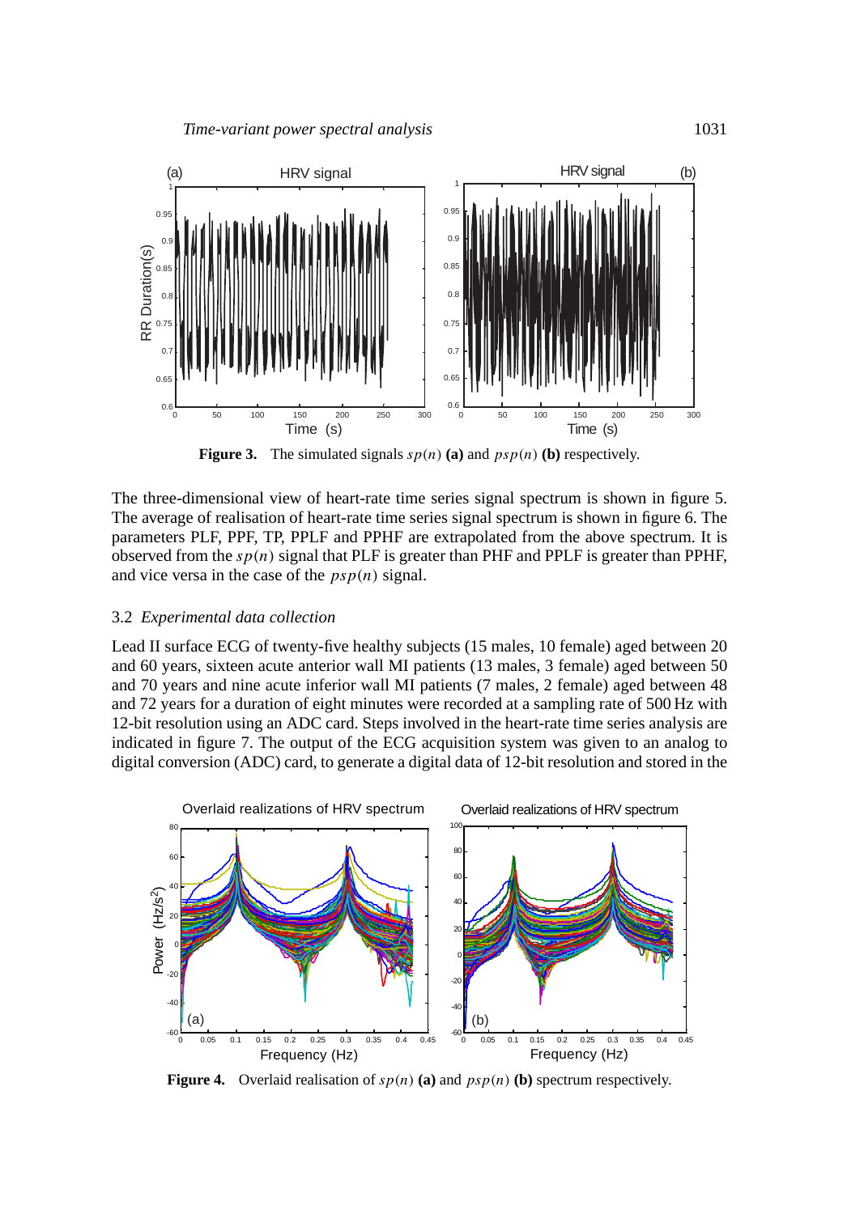**Figure 3.** The simulated signals $sp(n)$ **(a)** and $psp(n)$ **(b)** respectively.

The three-dimensional view of heart-rate time series signal spectrum is shown in figure 5. The average of realisation of heart-rate time series signal spectrum is shown in figure 6. The parameters PLF, PPF, TP, PPLF and PPHF are extrapolated from the above spectrum. It is observed from the $sp(n)$ signal that PLF is greater than PHF and PPLF is greater than PPHF, and vice versa in the case of the $psp(n)$ signal.

### 3.2 *Experimental data collection*

Lead II surface ECG of twenty-five healthy subjects (15 males, 10 female) aged between 20 and 60 years, sixteen acute anterior wall MI patients (13 males, 3 female) aged between 50 and 70 years and nine acute inferior wall MI patients (7 males, 2 female) aged between 48 and 72 years for a duration of eight minutes were recorded at a sampling rate of 500 Hz with 12-bit resolution using an ADC card. Steps involved in the heart-rate time series analysis are indicated in figure 7. The output of the ECG acquisition system was given to an analog to digital conversion (ADC) card, to generate a digital data of 12-bit resolution and stored in the

**Figure 4.** Overlaid realisation of $sp(n)$ **(a)** and $psp(n)$ **(b)** spectrum respectively.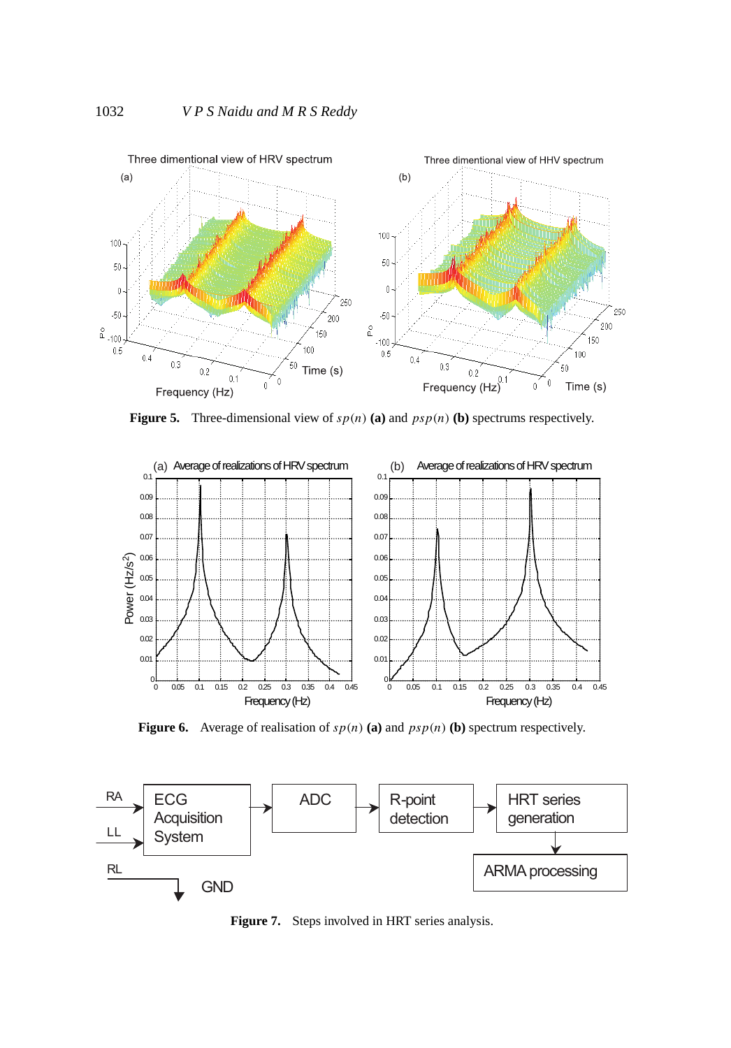**Figure 5.** Three-dimensional view of $sp(n)$ **(a)** and $psp(n)$ **(b)** spectrums respectively.

**Figure 6.** Average of realisation of $sp(n)$ **(a)** and $psp(n)$ **(b)** spectrum respectively.

**Figure 7.** Steps involved in HRT series analysis.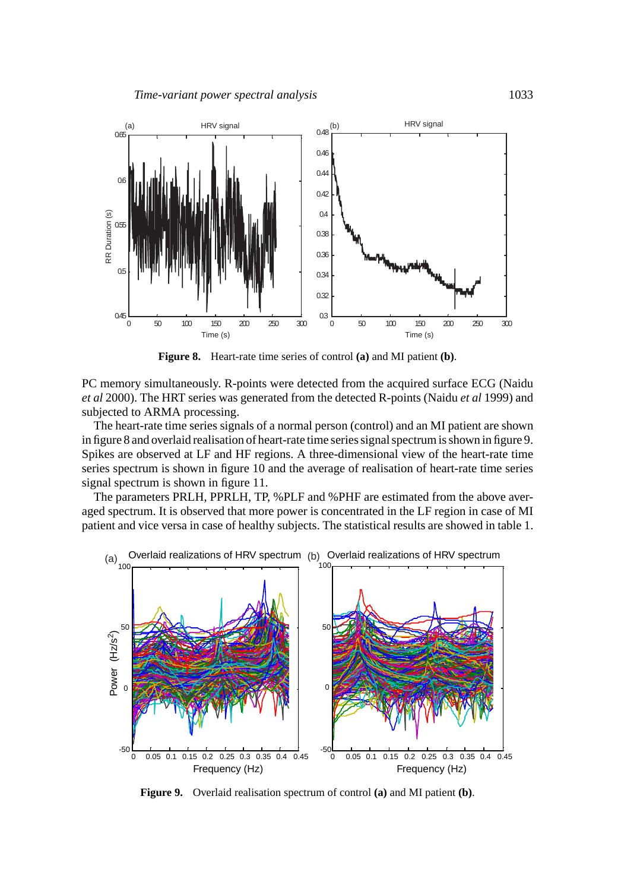**Figure 8.** Heart-rate time series of control **(a)** and MI patient **(b)**.

PC memory simultaneously. R-points were detected from the acquired surface ECG (Naidu *et al* 2000). The HRT series was generated from the detected R-points (Naidu *et al* 1999) and subjected to ARMA processing.

The heart-rate time series signals of a normal person (control) and an MI patient are shown in figure 8 and overlaid realisation of heart-rate time series signal spectrum is shown in figure 9. Spikes are observed at LF and HF regions. A three-dimensional view of the heart-rate time series spectrum is shown in figure 10 and the average of realisation of heart-rate time series signal spectrum is shown in figure 11.

The parameters PRLH, PPRLH, TP, %PLF and %PHF are estimated from the above averaged spectrum. It is observed that more power is concentrated in the LF region in case of MI patient and vice versa in case of healthy subjects. The statistical results are showed in table 1.

**Figure 9.** Overlaid realisation spectrum of control **(a)** and MI patient **(b)**.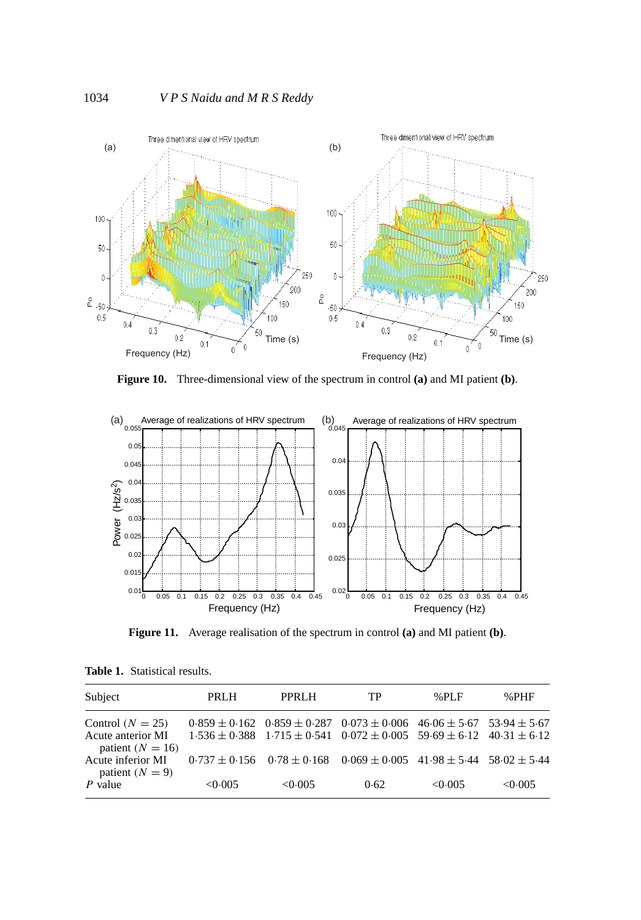**Figure 10.** Three-dimensional view of the spectrum in control **(a)** and MI patient **(b)**.

**Figure 11.** Average realisation of the spectrum in control **(a)** and MI patient **(b)**.

**Table 1.** Statistical results.

| Subject | PRLH | PPRLH | TP | %PLF | %PHF |
|---|---|---|---|---|---|
| Control ($N = 25$) | $0{\cdot}859 \pm 0{\cdot}162$ | $0{\cdot}859 \pm 0{\cdot}287$ | $0{\cdot}073 \pm 0{\cdot}006$ | $46{\cdot}06 \pm 5{\cdot}67$ | $53{\cdot}94 \pm 5{\cdot}67$ |
| Acute anterior MI patient ($N = 16$) | $1{\cdot}536 \pm 0{\cdot}388$ | $1{\cdot}715 \pm 0{\cdot}541$ | $0{\cdot}072 \pm 0{\cdot}005$ | $59{\cdot}69 \pm 6{\cdot}12$ | $40{\cdot}31 \pm 6{\cdot}12$ |
| Acute inferior MI patient ($N = 9$) | $0{\cdot}737 \pm 0{\cdot}156$ | $0{\cdot}78 \pm 0{\cdot}168$ | $0{\cdot}069 \pm 0{\cdot}005$ | $41{\cdot}98 \pm 5{\cdot}44$ | $58{\cdot}02 \pm 5{\cdot}44$ |
| $P$ value | <0·005 | <0·005 | 0·62 | <0·005 | <0·005 |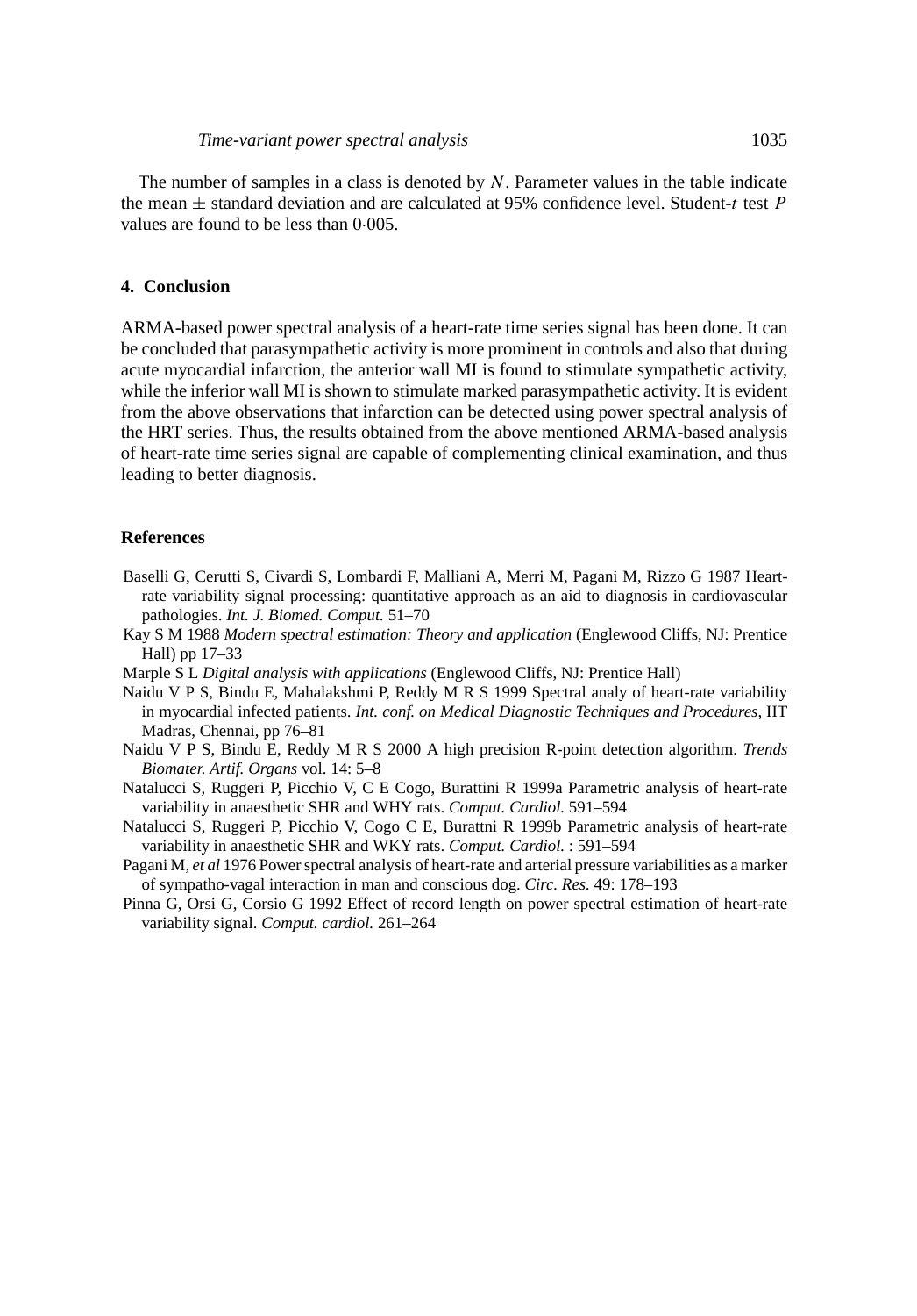The number of samples in a class is denoted by $N$. Parameter values in the table indicate the mean $\pm$ standard deviation and are calculated at 95% confidence level. Student-$t$ test $P$ values are found to be less than 0·005.

## 4. Conclusion

ARMA-based power spectral analysis of a heart-rate time series signal has been done. It can be concluded that parasympathetic activity is more prominent in controls and also that during acute myocardial infarction, the anterior wall MI is found to stimulate sympathetic activity, while the inferior wall MI is shown to stimulate marked parasympathetic activity. It is evident from the above observations that infarction can be detected using power spectral analysis of the HRT series. Thus, the results obtained from the above mentioned ARMA-based analysis of heart-rate time series signal are capable of complementing clinical examination, and thus leading to better diagnosis.

## References

Baselli G, Cerutti S, Civardi S, Lombardi F, Malliani A, Merri M, Pagani M, Rizzo G 1987 Heart-rate variability signal processing: quantitative approach as an aid to diagnosis in cardiovascular pathologies. *Int. J. Biomed. Comput.* 51–70

Kay S M 1988 *Modern spectral estimation: Theory and application* (Englewood Cliffs, NJ: Prentice Hall) pp 17–33

Marple S L *Digital analysis with applications* (Englewood Cliffs, NJ: Prentice Hall)

Naidu V P S, Bindu E, Mahalakshmi P, Reddy M R S 1999 Spectral analy of heart-rate variability in myocardial infected patients. *Int. conf. on Medical Diagnostic Techniques and Procedures*, IIT Madras, Chennai, pp 76–81

Naidu V P S, Bindu E, Reddy M R S 2000 A high precision R-point detection algorithm. *Trends Biomater. Artif. Organs* vol. 14: 5–8

Natalucci S, Ruggeri P, Picchio V, C E Cogo, Burattini R 1999a Parametric analysis of heart-rate variability in anaesthetic SHR and WHY rats. *Comput. Cardiol.* 591–594

Natalucci S, Ruggeri P, Picchio V, Cogo C E, Burattni R 1999b Parametric analysis of heart-rate variability in anaesthetic SHR and WKY rats. *Comput. Cardiol.* : 591–594

Pagani M, *et al* 1976 Power spectral analysis of heart-rate and arterial pressure variabilities as a marker of sympatho-vagal interaction in man and conscious dog. *Circ. Res.* 49: 178–193

Pinna G, Orsi G, Corsio G 1992 Effect of record length on power spectral estimation of heart-rate variability signal. *Comput. cardiol.* 261–264